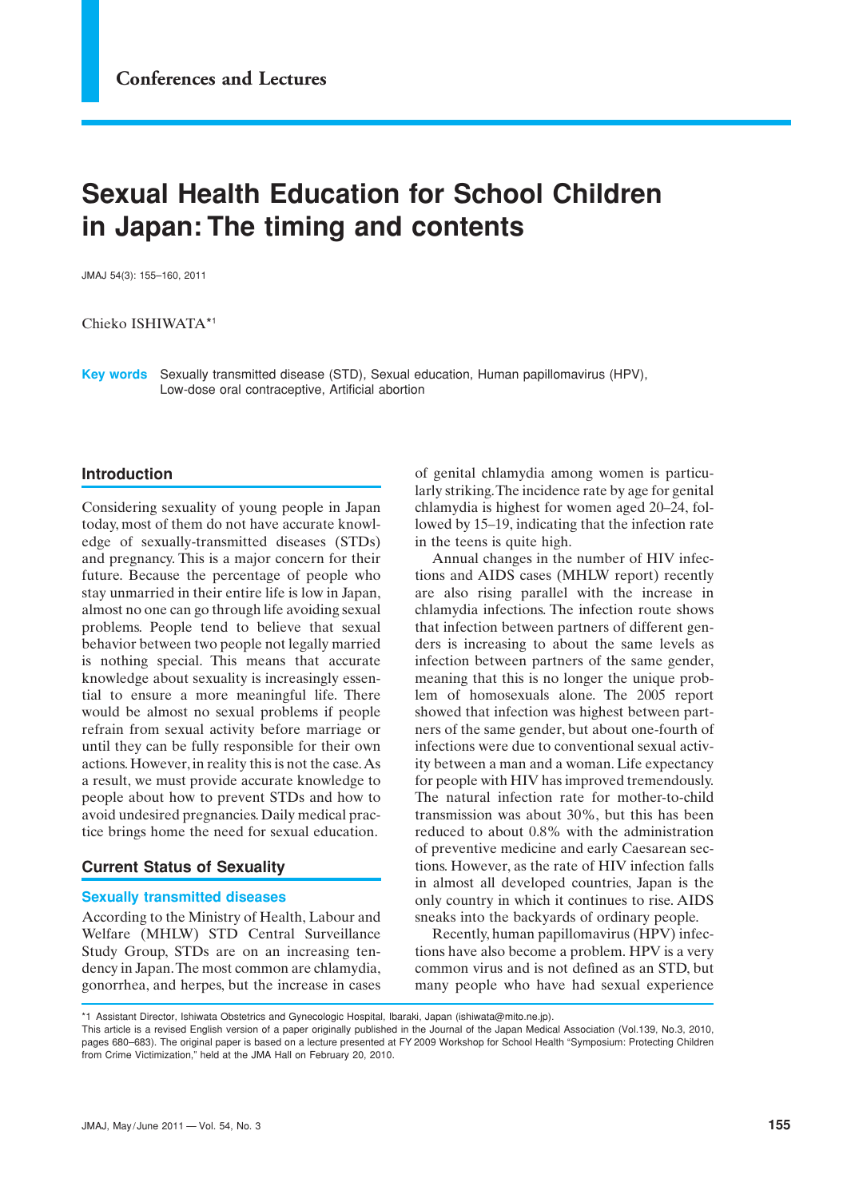Conferences and Lectures

# Sexual Health Education for School Children in Japan: The timing and contents

JMAJ 54(3): 155–160, 2011

Chieko ISHIWATA*[1]

**Key words** Sexually transmitted disease (STD), Sexual education, Human papillomavirus (HPV), Low-dose oral contraceptive, Artificial abortion

## Introduction

Considering sexuality of young people in Japan today, most of them do not have accurate knowledge of sexually-transmitted diseases (STDs) and pregnancy. This is a major concern for their future. Because the percentage of people who stay unmarried in their entire life is low in Japan, almost no one can go through life avoiding sexual problems. People tend to believe that sexual behavior between two people not legally married is nothing special. This means that accurate knowledge about sexuality is increasingly essential to ensure a more meaningful life. There would be almost no sexual problems if people refrain from sexual activity before marriage or until they can be fully responsible for their own actions. However, in reality this is not the case. As a result, we must provide accurate knowledge to people about how to prevent STDs and how to avoid undesired pregnancies. Daily medical practice brings home the need for sexual education.

## Current Status of Sexuality

### Sexually transmitted diseases

According to the Ministry of Health, Labour and Welfare (MHLW) STD Central Surveillance Study Group, STDs are on an increasing tendency in Japan. The most common are chlamydia, gonorrhea, and herpes, but the increase in cases of genital chlamydia among women is particularly striking. The incidence rate by age for genital chlamydia is highest for women aged 20–24, followed by 15–19, indicating that the infection rate in the teens is quite high.

Annual changes in the number of HIV infections and AIDS cases (MHLW report) recently are also rising parallel with the increase in chlamydia infections. The infection route shows that infection between partners of different genders is increasing to about the same levels as infection between partners of the same gender, meaning that this is no longer the unique problem of homosexuals alone. The 2005 report showed that infection was highest between partners of the same gender, but about one-fourth of infections were due to conventional sexual activity between a man and a woman. Life expectancy for people with HIV has improved tremendously. The natural infection rate for mother-to-child transmission was about 30%, but this has been reduced to about 0.8% with the administration of preventive medicine and early Caesarean sections. However, as the rate of HIV infection falls in almost all developed countries, Japan is the only country in which it continues to rise. AIDS sneaks into the backyards of ordinary people.

Recently, human papillomavirus (HPV) infections have also become a problem. HPV is a very common virus and is not defined as an STD, but many people who have had sexual experience

---

*1 Assistant Director, Ishiwata Obstetrics and Gynecologic Hospital, Ibaraki, Japan (ishiwata@mito.ne.jp).
This article is a revised English version of a paper originally published in the Journal of the Japan Medical Association (Vol.139, No.3, 2010, pages 680–683). The original paper is based on a lecture presented at FY 2009 Workshop for School Health "Symposium: Protecting Children from Crime Victimization," held at the JMA Hall on February 20, 2010.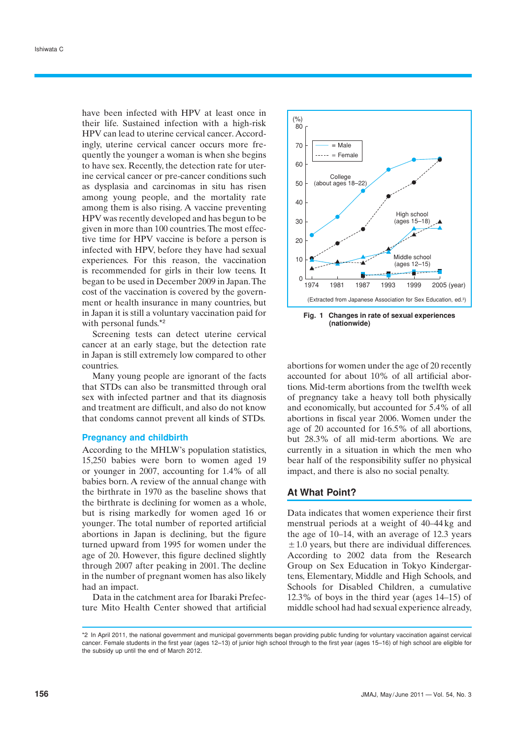have been infected with HPV at least once in their life. Sustained infection with a high-risk HPV can lead to uterine cervical cancer. Accordingly, uterine cervical cancer occurs more frequently the younger a woman is when she begins to have sex. Recently, the detection rate for uterine cervical cancer or pre-cancer conditions such as dysplasia and carcinomas in situ has risen among young people, and the mortality rate among them is also rising. A vaccine preventing HPV was recently developed and has begun to be given in more than 100 countries. The most effective time for HPV vaccine is before a person is infected with HPV, before they have had sexual experiences. For this reason, the vaccination is recommended for girls in their low teens. It began to be used in December 2009 in Japan. The cost of the vaccination is covered by the government or health insurance in many countries, but in Japan it is still a voluntary vaccination paid for with personal funds.*2

Screening tests can detect uterine cervical cancer at an early stage, but the detection rate in Japan is still extremely low compared to other countries.

Many young people are ignorant of the facts that STDs can also be transmitted through oral sex with infected partner and that its diagnosis and treatment are difficult, and also do not know that condoms cannot prevent all kinds of STDs.

### Pregnancy and childbirth

According to the MHLW's population statistics, 15,250 babies were born to women aged 19 or younger in 2007, accounting for 1.4% of all babies born. A review of the annual change with the birthrate in 1970 as the baseline shows that the birthrate is declining for women as a whole, but is rising markedly for women aged 16 or younger. The total number of reported artificial abortions in Japan is declining, but the figure turned upward from 1995 for women under the age of 20. However, this figure declined slightly through 2007 after peaking in 2001. The decline in the number of pregnant women has also likely had an impact.

Data in the catchment area for Ibaraki Prefecture Mito Health Center showed that artificial abortions for women under the age of 20 recently accounted for about 10% of all artificial abortions. Mid-term abortions from the twelfth week of pregnancy take a heavy toll both physically and economically, but accounted for 5.4% of all abortions in fiscal year 2006. Women under the age of 20 accounted for 16.5% of all abortions, but 28.3% of all mid-term abortions. We are currently in a situation in which the men who bear half of the responsibility suffer no physical impact, and there is also no social penalty.

(Extracted from Japanese Association for Sex Education, ed.[3])

**Fig. 1 Changes in rate of sexual experiences (nationwide)**

## At What Point?

Data indicates that women experience their first menstrual periods at a weight of 40–44 kg and the age of 10–14, with an average of 12.3 years ±1.0 years, but there are individual differences. According to 2002 data from the Research Group on Sex Education in Tokyo Kindergartens, Elementary, Middle and High Schools, and Schools for Disabled Children, a cumulative 12.3% of boys in the third year (ages 14–15) of middle school had had sexual experience already,

*2 In April 2011, the national government and municipal governments began providing public funding for voluntary vaccination against cervical cancer. Female students in the first year (ages 12–13) of junior high school through to the first year (ages 15–16) of high school are eligible for the subsidy up until the end of March 2012.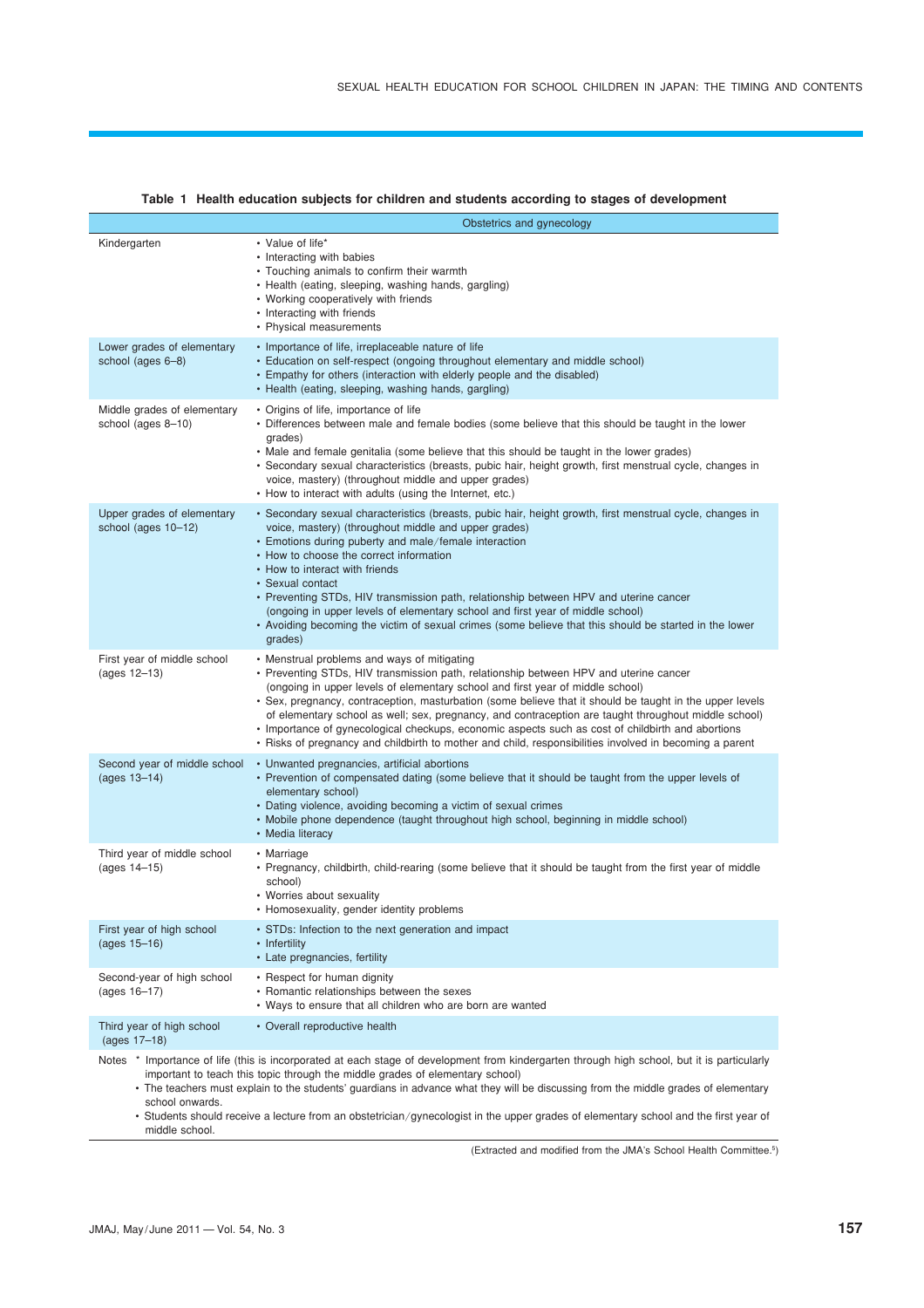**Table 1 Health education subjects for children and students according to stages of development**

| | Obstetrics and gynecology |
|---|---|
| Kindergarten | • Value of life*<br>• Interacting with babies<br>• Touching animals to confirm their warmth<br>• Health (eating, sleeping, washing hands, gargling)<br>• Working cooperatively with friends<br>• Interacting with friends<br>• Physical measurements |
| Lower grades of elementary school (ages 6–8) | • Importance of life, irreplaceable nature of life<br>• Education on self-respect (ongoing throughout elementary and middle school)<br>• Empathy for others (interaction with elderly people and the disabled)<br>• Health (eating, sleeping, washing hands, gargling) |
| Middle grades of elementary school (ages 8–10) | • Origins of life, importance of life<br>• Differences between male and female bodies (some believe that this should be taught in the lower grades)<br>• Male and female genitalia (some believe that this should be taught in the lower grades)<br>• Secondary sexual characteristics (breasts, pubic hair, height growth, first menstrual cycle, changes in voice, mastery) (throughout middle and upper grades)<br>• How to interact with adults (using the Internet, etc.) |
| Upper grades of elementary school (ages 10–12) | • Secondary sexual characteristics (breasts, pubic hair, height growth, first menstrual cycle, changes in voice, mastery) (throughout middle and upper grades)<br>• Emotions during puberty and male/female interaction<br>• How to choose the correct information<br>• How to interact with friends<br>• Sexual contact<br>• Preventing STDs, HIV transmission path, relationship between HPV and uterine cancer (ongoing in upper levels of elementary school and first year of middle school)<br>• Avoiding becoming the victim of sexual crimes (some believe that this should be started in the lower grades) |
| First year of middle school (ages 12–13) | • Menstrual problems and ways of mitigating<br>• Preventing STDs, HIV transmission path, relationship between HPV and uterine cancer (ongoing in upper levels of elementary school and first year of middle school)<br>• Sex, pregnancy, contraception, masturbation (some believe that it should be taught in the upper levels of elementary school as well; sex, pregnancy, and contraception are taught throughout middle school)<br>• Importance of gynecological checkups, economic aspects such as cost of childbirth and abortions<br>• Risks of pregnancy and childbirth to mother and child, responsibilities involved in becoming a parent |
| Second year of middle school (ages 13–14) | • Unwanted pregnancies, artificial abortions<br>• Prevention of compensated dating (some believe that it should be taught from the upper levels of elementary school)<br>• Dating violence, avoiding becoming a victim of sexual crimes<br>• Mobile phone dependence (taught throughout high school, beginning in middle school)<br>• Media literacy |
| Third year of middle school (ages 14–15) | • Marriage<br>• Pregnancy, childbirth, child-rearing (some believe that it should be taught from the first year of middle school)<br>• Worries about sexuality<br>• Homosexuality, gender identity problems |
| First year of high school (ages 15–16) | • STDs: Infection to the next generation and impact<br>• Infertility<br>• Late pregnancies, fertility |
| Second-year of high school (ages 16–17) | • Respect for human dignity<br>• Romantic relationships between the sexes<br>• Ways to ensure that all children who are born are wanted |
| Third year of high school (ages 17–18) | • Overall reproductive health |

Notes * Importance of life (this is incorporated at each stage of development from kindergarten through high school, but it is particularly important to teach this topic through the middle grades of elementary school)
• The teachers must explain to the students' guardians in advance what they will be discussing from the middle grades of elementary school onwards.
• Students should receive a lecture from an obstetrician/gynecologist in the upper grades of elementary school and the first year of middle school.

(Extracted and modified from the JMA's School Health Committee.[5])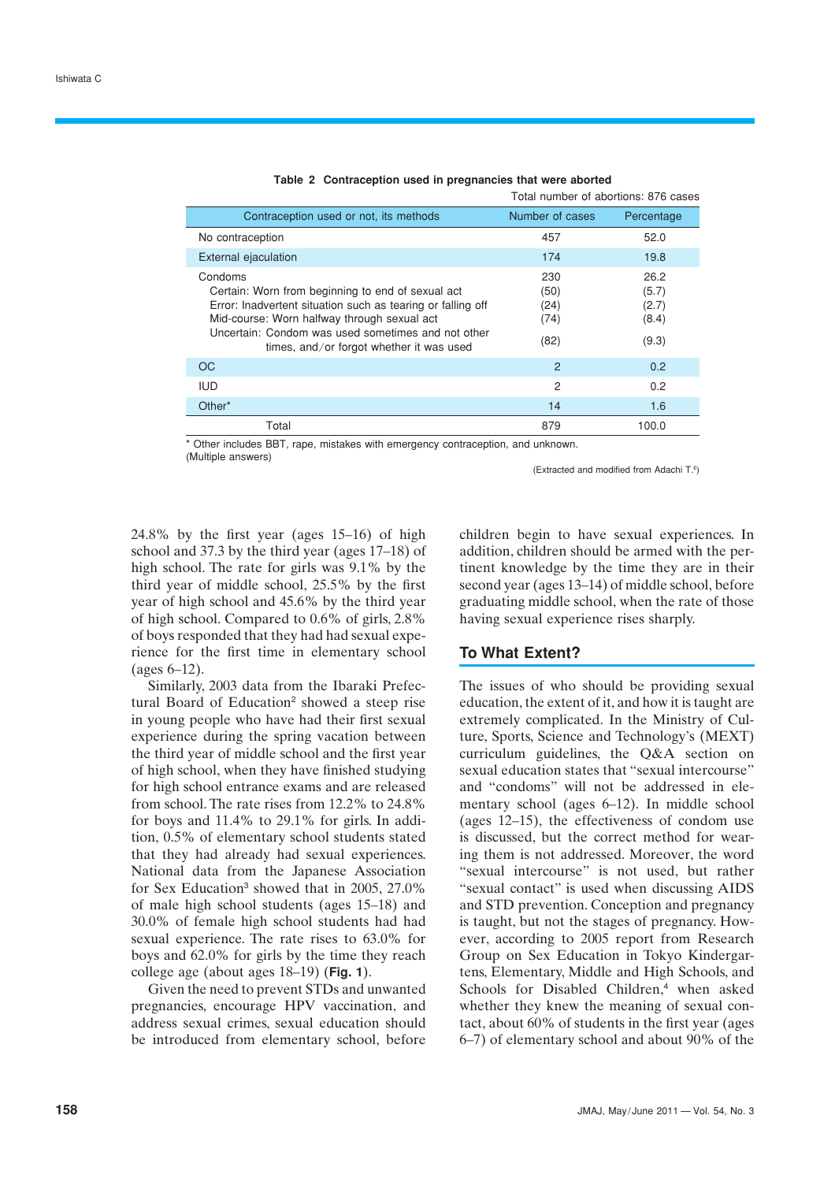**Table 2 Contraception used in pregnancies that were aborted**

Total number of abortions: 876 cases

| Contraception used or not, its methods | Number of cases | Percentage |
|---|---|---|
| No contraception | 457 | 52.0 |
| External ejaculation | 174 | 19.8 |
| Condoms | 230 | 26.2 |
| Certain: Worn from beginning to end of sexual act | (50) | (5.7) |
| Error: Inadvertent situation such as tearing or falling off | (24) | (2.7) |
| Mid-course: Worn halfway through sexual act | (74) | (8.4) |
| Uncertain: Condom was used sometimes and not other times, and/or forgot whether it was used | (82) | (9.3) |
| OC | 2 | 0.2 |
| IUD | 2 | 0.2 |
| Other* | 14 | 1.6 |
| Total | 879 | 100.0 |

* Other includes BBT, rape, mistakes with emergency contraception, and unknown.
(Multiple answers)

(Extracted and modified from Adachi T.[5])

24.8% by the first year (ages 15–16) of high school and 37.3 by the third year (ages 17–18) of high school. The rate for girls was 9.1% by the third year of middle school, 25.5% by the first year of high school and 45.6% by the third year of high school. Compared to 0.6% of girls, 2.8% of boys responded that they had had sexual experience for the first time in elementary school (ages 6–12).

Similarly, 2003 data from the Ibaraki Prefectural Board of Education[2] showed a steep rise in young people who have had their first sexual experience during the spring vacation between the third year of middle school and the first year of high school, when they have finished studying for high school entrance exams and are released from school. The rate rises from 12.2% to 24.8% for boys and 11.4% to 29.1% for girls. In addition, 0.5% of elementary school students stated that they had already had sexual experiences. National data from the Japanese Association for Sex Education[3] showed that in 2005, 27.0% of male high school students (ages 15–18) and 30.0% of female high school students had had sexual experience. The rate rises to 63.0% for boys and 62.0% for girls by the time they reach college age (about ages 18–19) (**Fig. 1**).

Given the need to prevent STDs and unwanted pregnancies, encourage HPV vaccination, and address sexual crimes, sexual education should be introduced from elementary school, before children begin to have sexual experiences. In addition, children should be armed with the pertinent knowledge by the time they are in their second year (ages 13–14) of middle school, before graduating middle school, when the rate of those having sexual experience rises sharply.

## To What Extent?

The issues of who should be providing sexual education, the extent of it, and how it is taught are extremely complicated. In the Ministry of Culture, Sports, Science and Technology's (MEXT) curriculum guidelines, the Q&A section on sexual education states that "sexual intercourse" and "condoms" will not be addressed in elementary school (ages 6–12). In middle school (ages 12–15), the effectiveness of condom use is discussed, but the correct method for wearing them is not addressed. Moreover, the word "sexual intercourse" is not used, but rather "sexual contact" is used when discussing AIDS and STD prevention. Conception and pregnancy is taught, but not the stages of pregnancy. However, according to 2005 report from Research Group on Sex Education in Tokyo Kindergartens, Elementary, Middle and High Schools, and Schools for Disabled Children,[4] when asked whether they knew the meaning of sexual contact, about 60% of students in the first year (ages 6–7) of elementary school and about 90% of the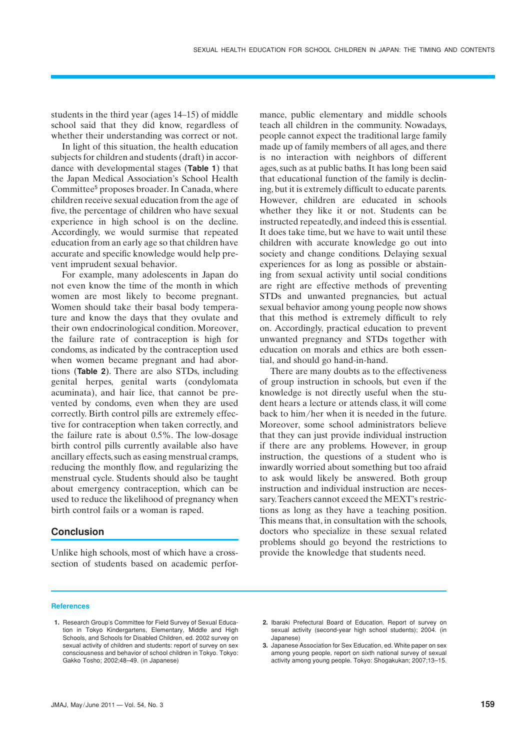students in the third year (ages 14–15) of middle school said that they did know, regardless of whether their understanding was correct or not.

In light of this situation, the health education subjects for children and students (draft) in accordance with developmental stages (**Table 1**) that the Japan Medical Association's School Health Committee[5] proposes broader. In Canada, where children receive sexual education from the age of five, the percentage of children who have sexual experience in high school is on the decline. Accordingly, we would surmise that repeated education from an early age so that children have accurate and specific knowledge would help prevent imprudent sexual behavior.

For example, many adolescents in Japan do not even know the time of the month in which women are most likely to become pregnant. Women should take their basal body temperature and know the days that they ovulate and their own endocrinological condition. Moreover, the failure rate of contraception is high for condoms, as indicated by the contraception used when women became pregnant and had abortions (**Table 2**). There are also STDs, including genital herpes, genital warts (condylomata acuminata), and hair lice, that cannot be prevented by condoms, even when they are used correctly. Birth control pills are extremely effective for contraception when taken correctly, and the failure rate is about 0.5%. The low-dosage birth control pills currently available also have ancillary effects, such as easing menstrual cramps, reducing the monthly flow, and regularizing the menstrual cycle. Students should also be taught about emergency contraception, which can be used to reduce the likelihood of pregnancy when birth control fails or a woman is raped.

## Conclusion

Unlike high schools, most of which have a cross-section of students based on academic performance, public elementary and middle schools teach all children in the community. Nowadays, people cannot expect the traditional large family made up of family members of all ages, and there is no interaction with neighbors of different ages, such as at public baths. It has long been said that educational function of the family is declining, but it is extremely difficult to educate parents. However, children are educated in schools whether they like it or not. Students can be instructed repeatedly, and indeed this is essential. It does take time, but we have to wait until these children with accurate knowledge go out into society and change conditions. Delaying sexual experiences for as long as possible or abstaining from sexual activity until social conditions are right are effective methods of preventing STDs and unwanted pregnancies, but actual sexual behavior among young people now shows that this method is extremely difficult to rely on. Accordingly, practical education to prevent unwanted pregnancy and STDs together with education on morals and ethics are both essential, and should go hand-in-hand.

There are many doubts as to the effectiveness of group instruction in schools, but even if the knowledge is not directly useful when the student hears a lecture or attends class, it will come back to him/her when it is needed in the future. Moreover, some school administrators believe that they can just provide individual instruction if there are any problems. However, in group instruction, the questions of a student who is inwardly worried about something but too afraid to ask would likely be answered. Both group instruction and individual instruction are necessary. Teachers cannot exceed the MEXT's restrictions as long as they have a teaching position. This means that, in consultation with the schools, doctors who specialize in these sexual related problems should go beyond the restrictions to provide the knowledge that students need.

### References

1. Research Group's Committee for Field Survey of Sexual Education in Tokyo Kindergartens, Elementary, Middle and High Schools, and Schools for Disabled Children, ed. 2002 survey on sexual activity of children and students: report of survey on sex consciousness and behavior of school children in Tokyo. Tokyo: Gakko Tosho; 2002;48–49. (in Japanese)
2. Ibaraki Prefectural Board of Education. Report of survey on sexual activity (second-year high school students); 2004. (in Japanese)
3. Japanese Association for Sex Education, ed. White paper on sex among young people, report on sixth national survey of sexual activity among young people. Tokyo: Shogakukan; 2007;13–15.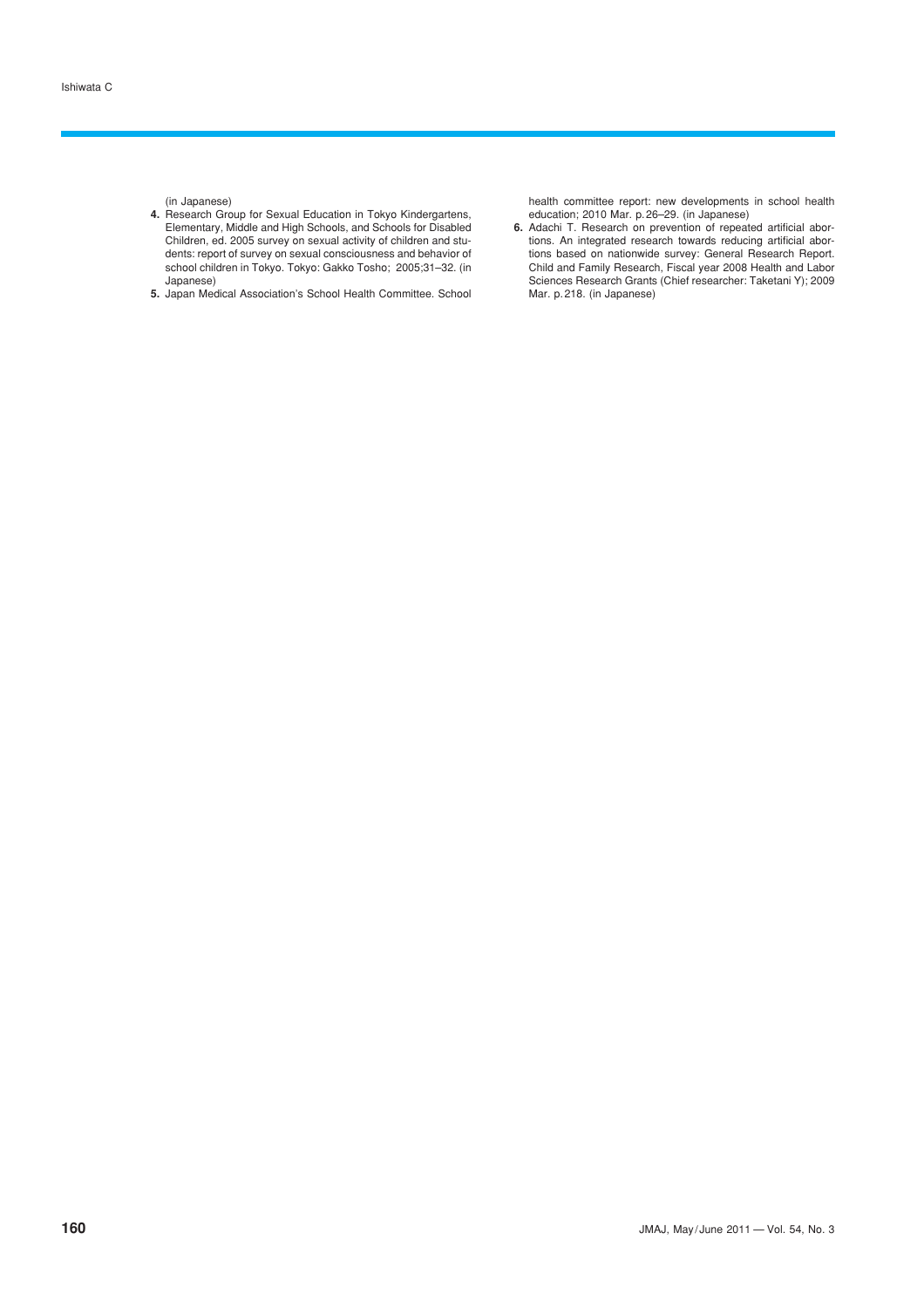(in Japanese)

4. Research Group for Sexual Education in Tokyo Kindergartens, Elementary, Middle and High Schools, and Schools for Disabled Children, ed. 2005 survey on sexual activity of children and students: report of survey on sexual consciousness and behavior of school children in Tokyo. Tokyo: Gakko Tosho; 2005;31–32. (in Japanese)
5. Japan Medical Association's School Health Committee. School health committee report: new developments in school health education; 2010 Mar. p. 26–29. (in Japanese)
6. Adachi T. Research on prevention of repeated artificial abortions. An integrated research towards reducing artificial abortions based on nationwide survey: General Research Report. Child and Family Research, Fiscal year 2008 Health and Labor Sciences Research Grants (Chief researcher: Taketani Y); 2009 Mar. p. 218. (in Japanese)